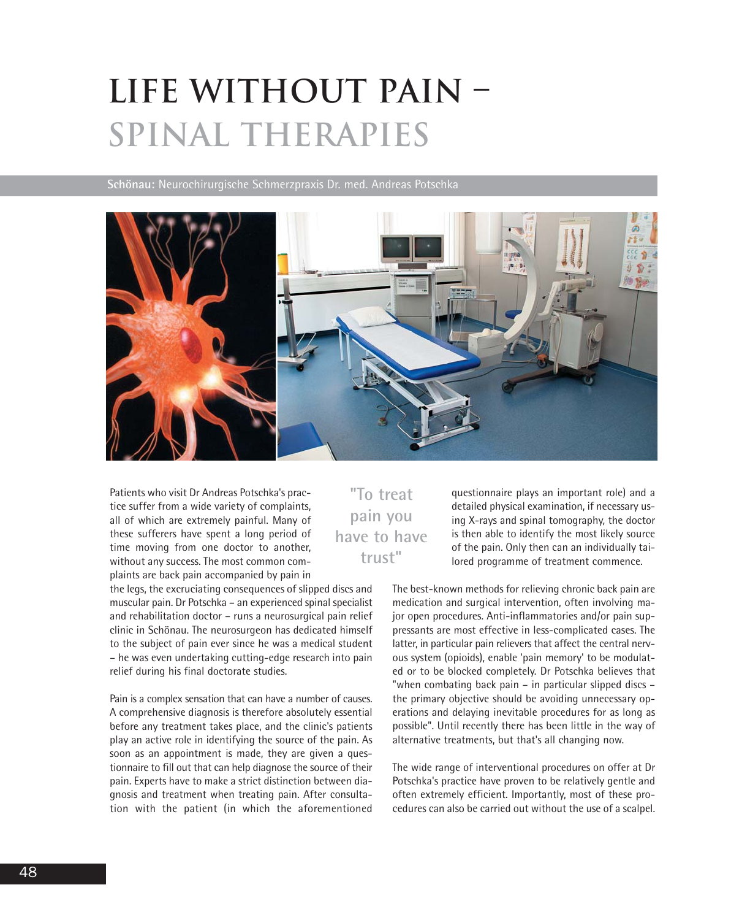# LIFE WITHOUT PAIN – SPINAL THERAPIES

**Schönau:** Neurochirurgische Schmerzpraxis Dr. med. Andreas Potschka

Patients who visit Dr Andreas Potschka's practice suffer from a wide variety of complaints, all of which are extremely painful. Many of these sufferers have spent a long period of time moving from one doctor to another, without any success. The most common complaints are back pain accompanied by pain in the legs, the excruciating consequences of slipped discs and muscular pain. Dr Potschka – an experienced spinal specialist and rehabilitation doctor – runs a neurosurgical pain relief clinic in Schönau. The neurosurgeon has dedicated himself to the subject of pain ever since he was a medical student – he was even undertaking cutting-edge research into pain relief during his final doctorate studies.

> "To treat pain you have to have trust"

Pain is a complex sensation that can have a number of causes. A comprehensive diagnosis is therefore absolutely essential before any treatment takes place, and the clinic's patients play an active role in identifying the source of the pain. As soon as an appointment is made, they are given a questionnaire to fill out that can help diagnose the source of their pain. Experts have to make a strict distinction between diagnosis and treatment when treating pain. After consultation with the patient (in which the aforementioned questionnaire plays an important role) and a detailed physical examination, if necessary using X-rays and spinal tomography, the doctor is then able to identify the most likely source of the pain. Only then can an individually tailored programme of treatment commence.

The best-known methods for relieving chronic back pain are medication and surgical intervention, often involving major open procedures. Anti-inflammatories and/or pain suppressants are most effective in less-complicated cases. The latter, in particular pain relievers that affect the central nervous system (opioids), enable 'pain memory' to be modulated or to be blocked completely. Dr Potschka believes that "when combating back pain – in particular slipped discs – the primary objective should be avoiding unnecessary operations and delaying inevitable procedures for as long as possible". Until recently there has been little in the way of alternative treatments, but that's all changing now.

The wide range of interventional procedures on offer at Dr Potschka's practice have proven to be relatively gentle and often extremely efficient. Importantly, most of these procedures can also be carried out without the use of a scalpel.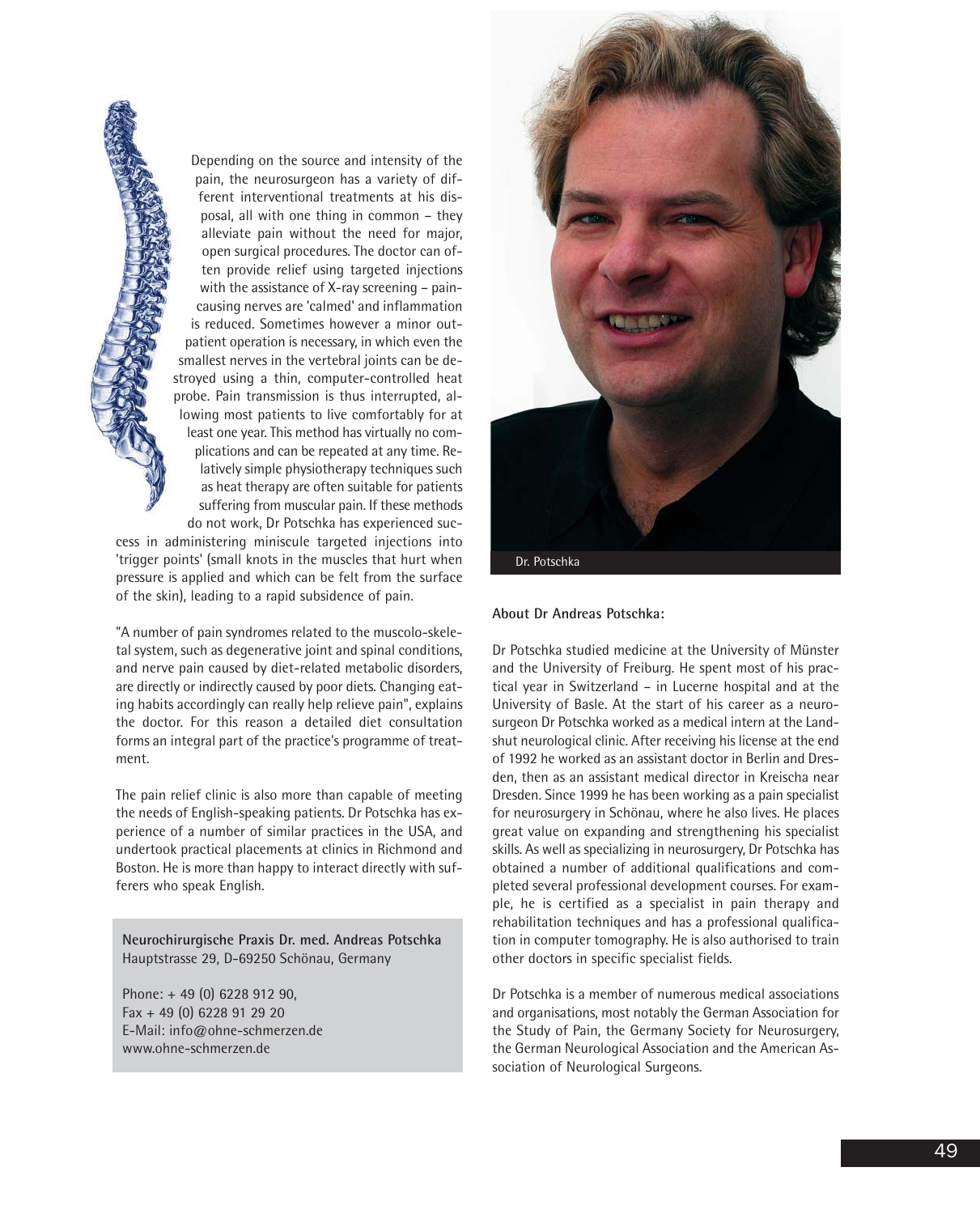Depending on the source and intensity of the pain, the neurosurgeon has a variety of different interventional treatments at his disposal, all with one thing in common – they alleviate pain without the need for major, open surgical procedures. The doctor can often provide relief using targeted injections with the assistance of X-ray screening – pain-causing nerves are 'calmed' and inflammation is reduced. Sometimes however a minor out-patient operation is necessary, in which even the smallest nerves in the vertebral joints can be destroyed using a thin, computer-controlled heat probe. Pain transmission is thus interrupted, allowing most patients to live comfortably for at least one year. This method has virtually no complications and can be repeated at any time. Relatively simple physiotherapy techniques such as heat therapy are often suitable for patients suffering from muscular pain. If these methods do not work, Dr Potschka has experienced success in administering miniscule targeted injections into 'trigger points' (small knots in the muscles that hurt when pressure is applied and which can be felt from the surface of the skin), leading to a rapid subsidence of pain.

"A number of pain syndromes related to the muscolo-skeletal system, such as degenerative joint and spinal conditions, and nerve pain caused by diet-related metabolic disorders, are directly or indirectly caused by poor diets. Changing eating habits accordingly can really help relieve pain", explains the doctor. For this reason a detailed diet consultation forms an integral part of the practice's programme of treatment.

The pain relief clinic is also more than capable of meeting the needs of English-speaking patients. Dr Potschka has experience of a number of similar practices in the USA, and undertook practical placements at clinics in Richmond and Boston. He is more than happy to interact directly with sufferers who speak English.

**Neurochirurgische Praxis Dr. med. Andreas Potschka**
Hauptstrasse 29, D-69250 Schönau, Germany

Phone: + 49 (0) 6228 912 90,
Fax + 49 (0) 6228 91 29 20
E-Mail: info@ohne-schmerzen.de
www.ohne-schmerzen.de

Dr. Potschka

**About Dr Andreas Potschka:**

Dr Potschka studied medicine at the University of Münster and the University of Freiburg. He spent most of his practical year in Switzerland – in Lucerne hospital and at the University of Basle. At the start of his career as a neurosurgeon Dr Potschka worked as a medical intern at the Landshut neurological clinic. After receiving his license at the end of 1992 he worked as an assistant doctor in Berlin and Dresden, then as an assistant medical director in Kreischa near Dresden. Since 1999 he has been working as a pain specialist for neurosurgery in Schönau, where he also lives. He places great value on expanding and strengthening his specialist skills. As well as specializing in neurosurgery, Dr Potschka has obtained a number of additional qualifications and completed several professional development courses. For example, he is certified as a specialist in pain therapy and rehabilitation techniques and has a professional qualification in computer tomography. He is also authorised to train other doctors in specific specialist fields.

Dr Potschka is a member of numerous medical associations and organisations, most notably the German Association for the Study of Pain, the Germany Society for Neurosurgery, the German Neurological Association and the American Association of Neurological Surgeons.